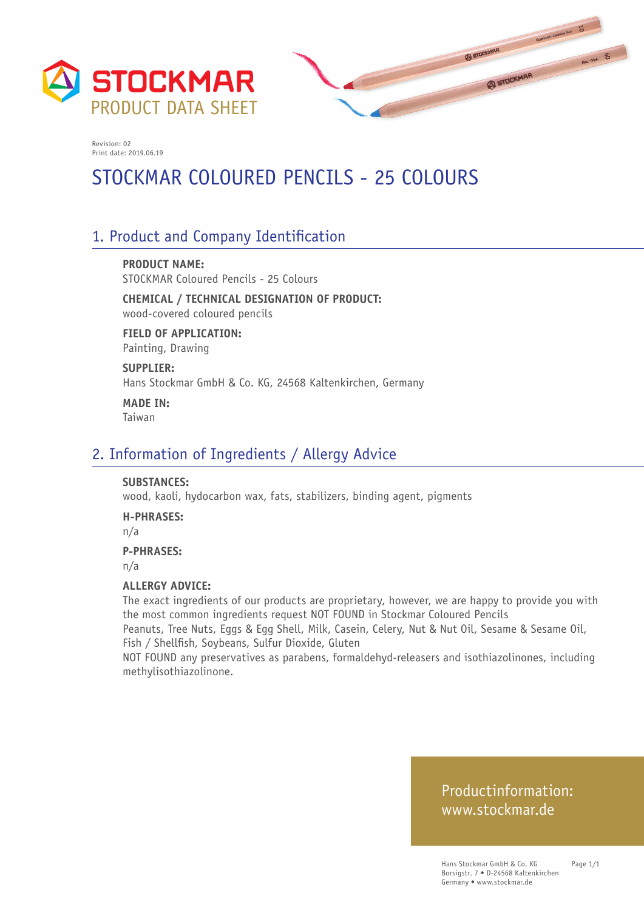STOCKMAR
PRODUCT DATA SHEET

Revision: 02
Print date: 2019.06.19

# STOCKMAR COLOURED PENCILS - 25 COLOURS

## 1. Product and Company Identification

**PRODUCT NAME:**
STOCKMAR Coloured Pencils - 25 Colours

**CHEMICAL / TECHNICAL DESIGNATION OF PRODUCT:**
wood-covered coloured pencils

**FIELD OF APPLICATION:**
Painting, Drawing

**SUPPLIER:**
Hans Stockmar GmbH & Co. KG, 24568 Kaltenkirchen, Germany

**MADE IN:**
Taiwan

## 2. Information of Ingredients / Allergy Advice

**SUBSTANCES:**
wood, kaoli, hydocarbon wax, fats, stabilizers, binding agent, pigments

**H-PHRASES:**
n/a

**P-PHRASES:**
n/a

**ALLERGY ADVICE:**
The exact ingredients of our products are proprietary, however, we are happy to provide you with the most common ingredients request NOT FOUND in Stockmar Coloured Pencils
Peanuts, Tree Nuts, Eggs & Egg Shell, Milk, Casein, Celery, Nut & Nut Oil, Sesame & Sesame Oil, Fish / Shellfish, Soybeans, Sulfur Dioxide, Gluten
NOT FOUND any preservatives as parabens, formaldehyd-releasers and isothiazolinones, including methylisothiazolinone.

Productinformation:
www.stockmar.de

Hans Stockmar GmbH & Co. KG
Borsigstr. 7 • D-24568 Kaltenkirchen
Germany • www.stockmar.de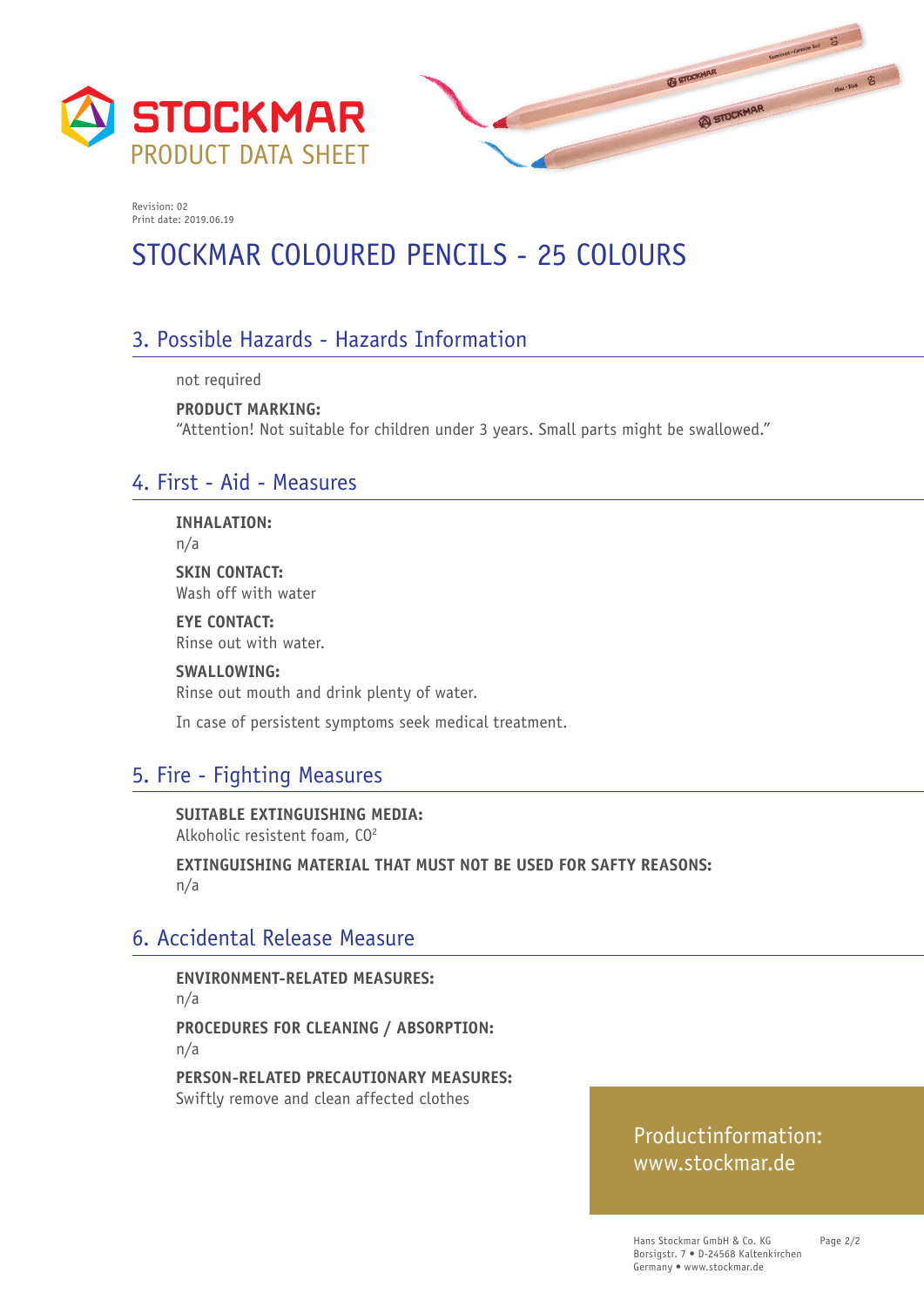STOCKMAR
PRODUCT DATA SHEET

Revision: 02
Print date: 2019.06.19

# STOCKMAR COLOURED PENCILS - 25 COLOURS

## 3. Possible Hazards - Hazards Information

not required

**PRODUCT MARKING:**
“Attention! Not suitable for children under 3 years. Small parts might be swallowed.”

## 4. First - Aid - Measures

**INHALATION:**
n/a

**SKIN CONTACT:**
Wash off with water

**EYE CONTACT:**
Rinse out with water.

**SWALLOWING:**
Rinse out mouth and drink plenty of water.

In case of persistent symptoms seek medical treatment.

## 5. Fire - Fighting Measures

**SUITABLE EXTINGUISHING MEDIA:**
Alkoholic resistent foam, $CO^2$

**EXTINGUISHING MATERIAL THAT MUST NOT BE USED FOR SAFTY REASONS:**
n/a

## 6. Accidental Release Measure

**ENVIRONMENT-RELATED MEASURES:**
n/a

**PROCEDURES FOR CLEANING / ABSORPTION:**
n/a

**PERSON-RELATED PRECAUTIONARY MEASURES:**
Swiftly remove and clean affected clothes

Productinformation:
www.stockmar.de

Hans Stockmar GmbH & Co. KG
Borsigstr. 7 • D-24568 Kaltenkirchen
Germany • www.stockmar.de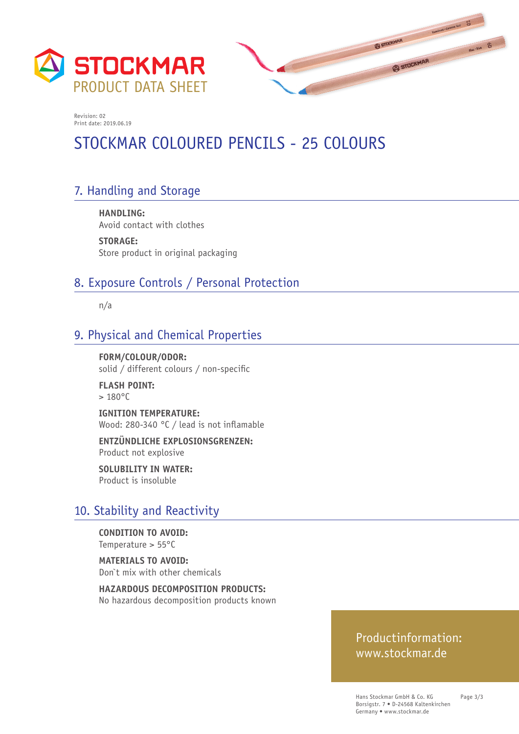STOCKMAR
PRODUCT DATA SHEET

Revision: 02
Print date: 2019.06.19

# STOCKMAR COLOURED PENCILS - 25 COLOURS

## 7. Handling and Storage

**HANDLING:**
Avoid contact with clothes

**STORAGE:**
Store product in original packaging

## 8. Exposure Controls / Personal Protection

n/a

## 9. Physical and Chemical Properties

**FORM/COLOUR/ODOR:**
solid / different colours / non-specific

**FLASH POINT:**
> 180°C

**IGNITION TEMPERATURE:**
Wood: 280-340 °C / lead is not inflamable

**ENTZÜNDLICHE EXPLOSIONSGRENZEN:**
Product not explosive

**SOLUBILITY IN WATER:**
Product is insoluble

## 10. Stability and Reactivity

**CONDITION TO AVOID:**
Temperature > 55°C

**MATERIALS TO AVOID:**
Don`t mix with other chemicals

**HAZARDOUS DECOMPOSITION PRODUCTS:**
No hazardous decomposition products known

Productinformation:
www.stockmar.de

Hans Stockmar GmbH & Co. KG
Borsigstr. 7 • D-24568 Kaltenkirchen
Germany • www.stockmar.de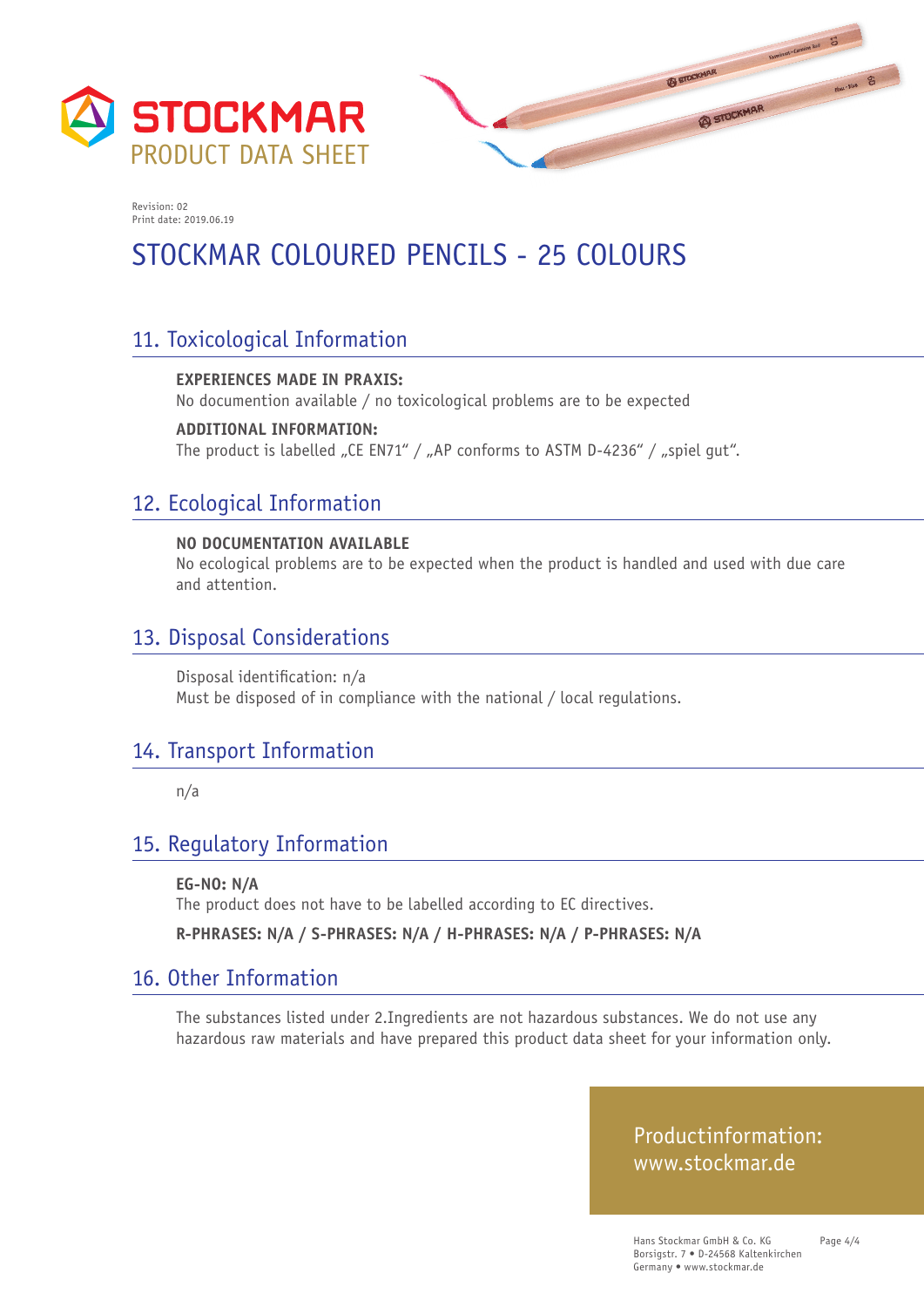STOCKMAR
PRODUCT DATA SHEET

Revision: 02
Print date: 2019.06.19

# STOCKMAR COLOURED PENCILS - 25 COLOURS

## 11. Toxicological Information

**EXPERIENCES MADE IN PRAXIS:**
No documention available / no toxicological problems are to be expected

**ADDITIONAL INFORMATION:**
The product is labelled „CE EN71" / „AP conforms to ASTM D-4236" / „spiel gut".

## 12. Ecological Information

**NO DOCUMENTATION AVAILABLE**
No ecological problems are to be expected when the product is handled and used with due care and attention.

## 13. Disposal Considerations

Disposal identification: n/a
Must be disposed of in compliance with the national / local regulations.

## 14. Transport Information

n/a

## 15. Regulatory Information

**EG-NO: N/A**
The product does not have to be labelled according to EC directives.

**R-PHRASES: N/A / S-PHRASES: N/A / H-PHRASES: N/A / P-PHRASES: N/A**

## 16. Other Information

The substances listed under 2.Ingredients are not hazardous substances. We do not use any hazardous raw materials and have prepared this product data sheet for your information only.

Productinformation:
www.stockmar.de

Hans Stockmar GmbH & Co. KG
Borsigstr. 7 • D-24568 Kaltenkirchen
Germany • www.stockmar.de